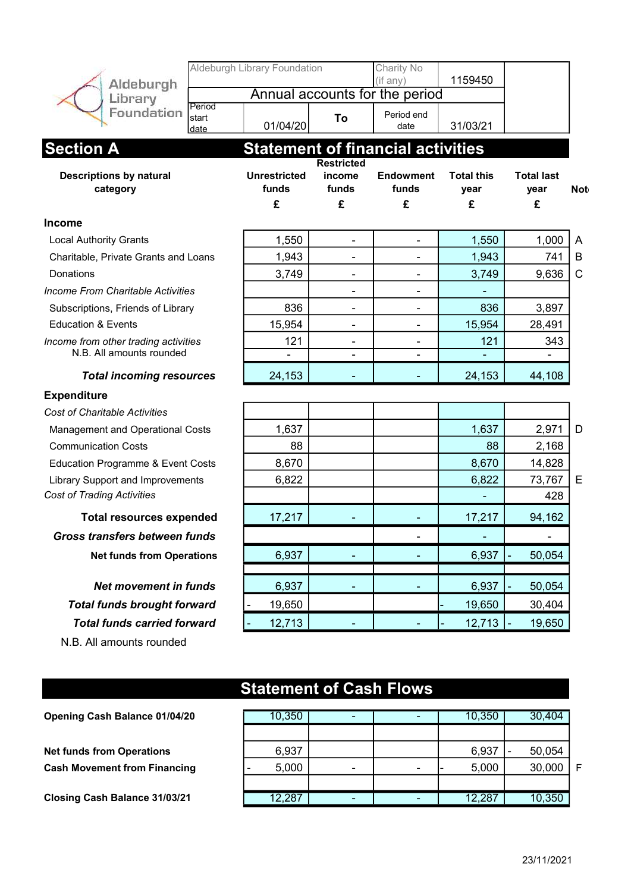| Aldeburgh Library Foundation | | | Charity No (if any) | 1159450 | |
|---|---|---|---|---|---|
| Annual accounts for the period | | | | | |
| Period start date | 01/04/20 | To | Period end date | 31/03/21 | |

# Section A — Statement of financial activities

| Descriptions by natural category | Unrestricted funds £ | Restricted income funds £ | Endowment funds £ | Total this year £ | Total last year £ | Note |
|---|---|---|---|---|---|---|
| **Income** | | | | | | |
| Local Authority Grants | 1,550 | - | - | 1,550 | 1,000 | A |
| Charitable, Private Grants and Loans | 1,943 | - | - | 1,943 | 741 | B |
| Donations | 3,749 | - | - | 3,749 | 9,636 | C |
| *Income From Charitable Activities* | | - | - | - | | |
| Subscriptions, Friends of Library | 836 | - | - | 836 | 3,897 | |
| Education & Events | 15,954 | - | - | 15,954 | 28,491 | |
| *Income from other trading activities* | 121 | - | - | 121 | 343 | |
| N.B. All amounts rounded | - | - | - | - | - | |
| ***Total incoming resources*** | 24,153 | - | - | 24,153 | 44,108 | |
| **Expenditure** | | | | | | |
| *Cost of Charitable Activities* | | | | | | |
| Management and Operational Costs | 1,637 | | | 1,637 | 2,971 | D |
| Communication Costs | 88 | | | 88 | 2,168 | |
| Education Programme & Event Costs | 8,670 | | | 8,670 | 14,828 | |
| Library Support and Improvements | 6,822 | | | 6,822 | 73,767 | E |
| *Cost of Trading Activities* | | | | - | 428 | |
| **Total resources expended** | 17,217 | - | - | 17,217 | 94,162 | |
| ***Gross transfers between funds*** | | | - | - | - | |
| **Net funds from Operations** | 6,937 | - | - | 6,937 | - 50,054 | |
| ***Net movement in funds*** | 6,937 | - | - | 6,937 | - 50,054 | |
| ***Total funds brought forward*** | - 19,650 | | | - 19,650 | 30,404 | |
| ***Total funds carried forward*** | - 12,713 | - | - | - 12,713 | - 19,650 | |

N.B. All amounts rounded

# Statement of Cash Flows

| | Unrestricted funds £ | Restricted income funds £ | Endowment funds £ | Total this year £ | Total last year £ | Note |
|---|---|---|---|---|---|---|
| **Opening Cash Balance 01/04/20** | 10,350 | - | - | 10,350 | 30,404 | |
| **Net funds from Operations** | 6,937 | | | 6,937 | - 50,054 | |
| **Cash Movement from Financing** | - 5,000 | - | - | - 5,000 | 30,000 | F |
| **Closing Cash Balance 31/03/21** | 12,287 | - | - | 12,287 | 10,350 | |

23/11/2021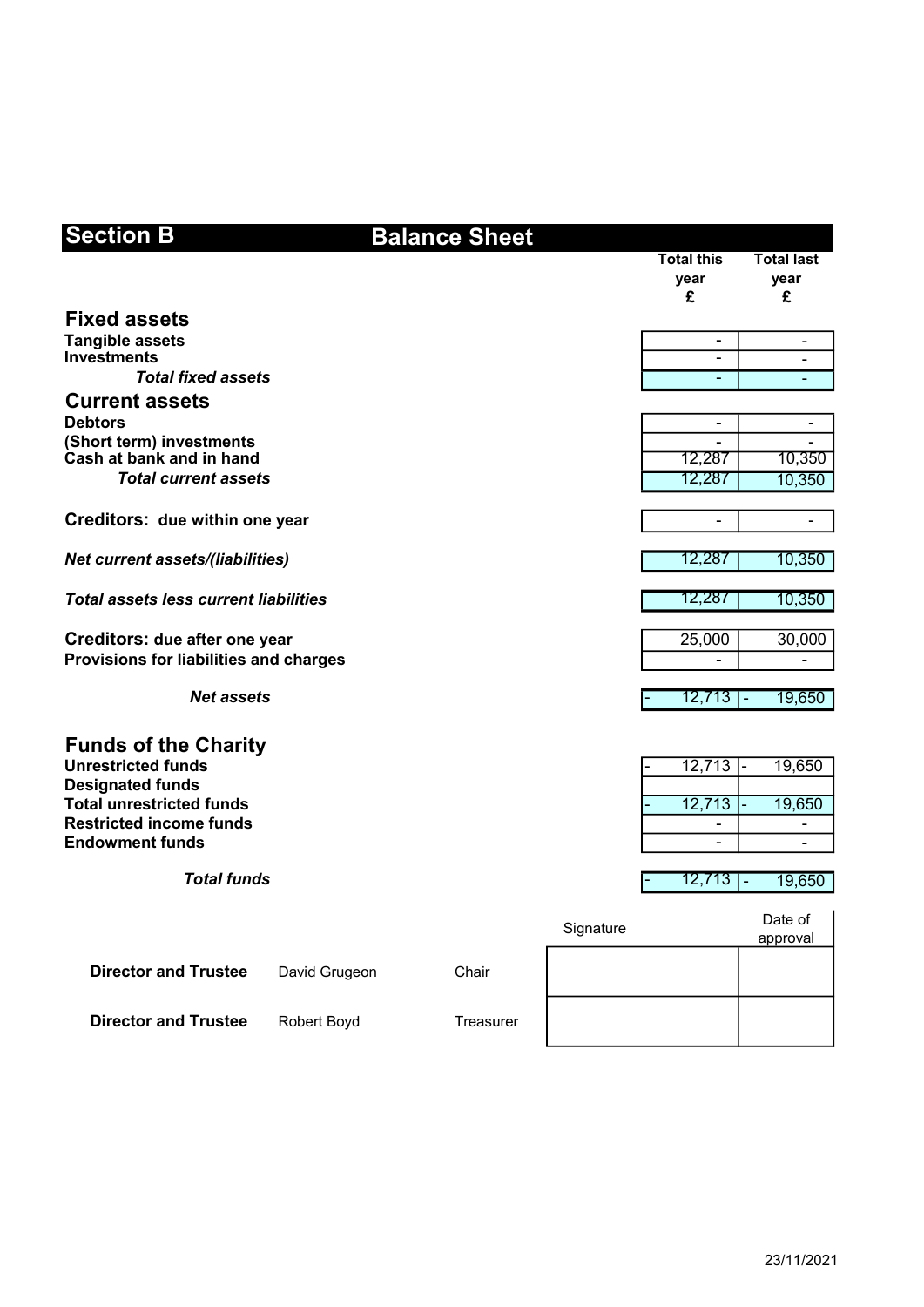## Section B Balance Sheet

| | Total this year £ | Total last year £ |
|---|---|---|
| **Fixed assets** | | |
| **Tangible assets** | - | - |
| **Investments** | - | - |
| ***Total fixed assets*** | - | - |
| **Current assets** | | |
| **Debtors** | - | - |
| **(Short term) investments** | - | - |
| **Cash at bank and in hand** | 12,287 | 10,350 |
| ***Total current assets*** | 12,287 | 10,350 |
| **Creditors: due within one year** | - | - |
| ***Net current assets/(liabilities)*** | 12,287 | 10,350 |
| ***Total assets less current liabilities*** | 12,287 | 10,350 |
| **Creditors: due after one year** | 25,000 | 30,000 |
| **Provisions for liabilities and charges** | - | - |
| ***Net assets*** | - 12,713 | - 19,650 |
| **Funds of the Charity** | | |
| **Unrestricted funds** | - 12,713 | - 19,650 |
| **Designated funds** | | |
| **Total unrestricted funds** | - 12,713 | - 19,650 |
| **Restricted income funds** | - | - |
| **Endowment funds** | - | - |
| ***Total funds*** | - 12,713 | - 19,650 |

| | | | Signature | Date of approval |
|---|---|---|---|---|
| **Director and Trustee** | David Grugeon | Chair | | |
| **Director and Trustee** | Robert Boyd | Treasurer | | |

23/11/2021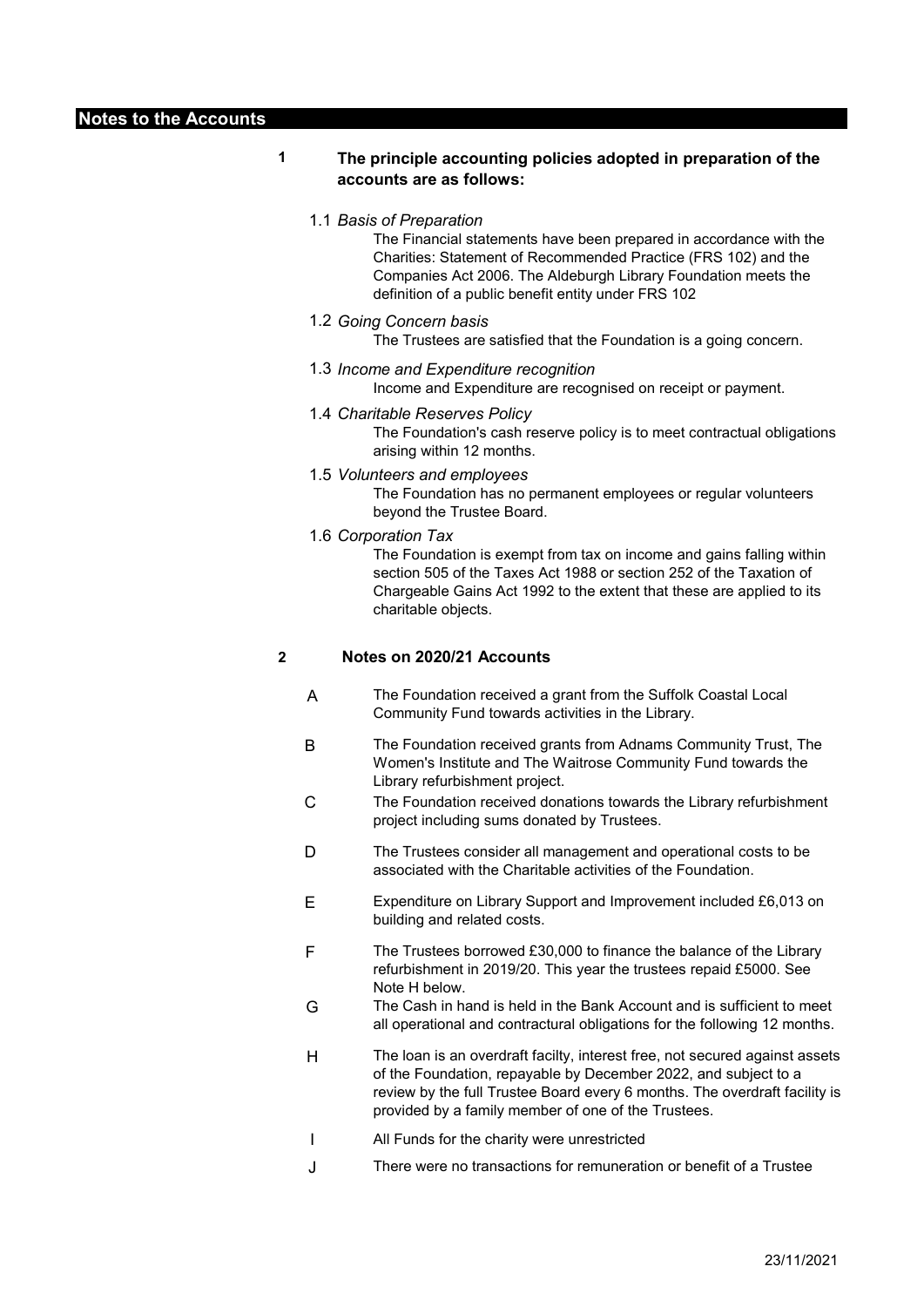## Notes to the Accounts

**1 The principle accounting policies adopted in preparation of the accounts are as follows:**

1.1 *Basis of Preparation*

The Financial statements have been prepared in accordance with the Charities: Statement of Recommended Practice (FRS 102) and the Companies Act 2006. The Aldeburgh Library Foundation meets the definition of a public benefit entity under FRS 102

1.2 *Going Concern basis*

The Trustees are satisfied that the Foundation is a going concern.

1.3 *Income and Expenditure recognition*

Income and Expenditure are recognised on receipt or payment.

1.4 *Charitable Reserves Policy*

The Foundation's cash reserve policy is to meet contractual obligations arising within 12 months.

1.5 *Volunteers and employees*

The Foundation has no permanent employees or regular volunteers beyond the Trustee Board.

1.6 *Corporation Tax*

The Foundation is exempt from tax on income and gains falling within section 505 of the Taxes Act 1988 or section 252 of the Taxation of Chargeable Gains Act 1992 to the extent that these are applied to its charitable objects.

**2 Notes on 2020/21 Accounts**

A The Foundation received a grant from the Suffolk Coastal Local Community Fund towards activities in the Library.

B The Foundation received grants from Adnams Community Trust, The Women's Institute and The Waitrose Community Fund towards the Library refurbishment project.

C The Foundation received donations towards the Library refurbishment project including sums donated by Trustees.

D The Trustees consider all management and operational costs to be associated with the Charitable activities of the Foundation.

E Expenditure on Library Support and Improvement included £6,013 on building and related costs.

F The Trustees borrowed £30,000 to finance the balance of the Library refurbishment in 2019/20. This year the trustees repaid £5000. See Note H below.

G The Cash in hand is held in the Bank Account and is sufficient to meet all operational and contractural obligations for the following 12 months.

H The loan is an overdraft facilty, interest free, not secured against assets of the Foundation, repayable by December 2022, and subject to a review by the full Trustee Board every 6 months. The overdraft facility is provided by a family member of one of the Trustees.

I All Funds for the charity were unrestricted

J There were no transactions for remuneration or benefit of a Trustee

23/11/2021